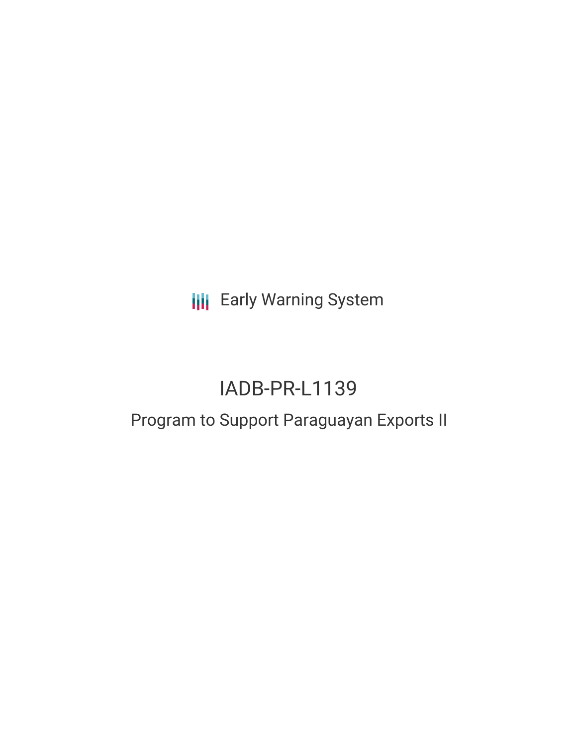Early Warning System

# IADB-PR-L1139

## Program to Support Paraguayan Exports II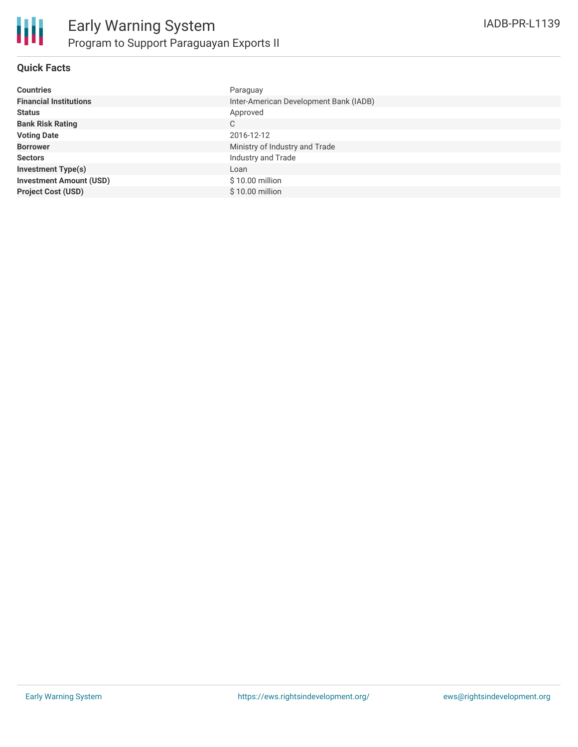# Early Warning System

## Program to Support Paraguayan Exports II

IADB-PR-L1139

### Quick Facts

| | |
|---|---|
| **Countries** | Paraguay |
| **Financial Institutions** | Inter-American Development Bank (IADB) |
| **Status** | Approved |
| **Bank Risk Rating** | C |
| **Voting Date** | 2016-12-12 |
| **Borrower** | Ministry of Industry and Trade |
| **Sectors** | Industry and Trade |
| **Investment Type(s)** | Loan |
| **Investment Amount (USD)** | $ 10.00 million |
| **Project Cost (USD)** | $ 10.00 million |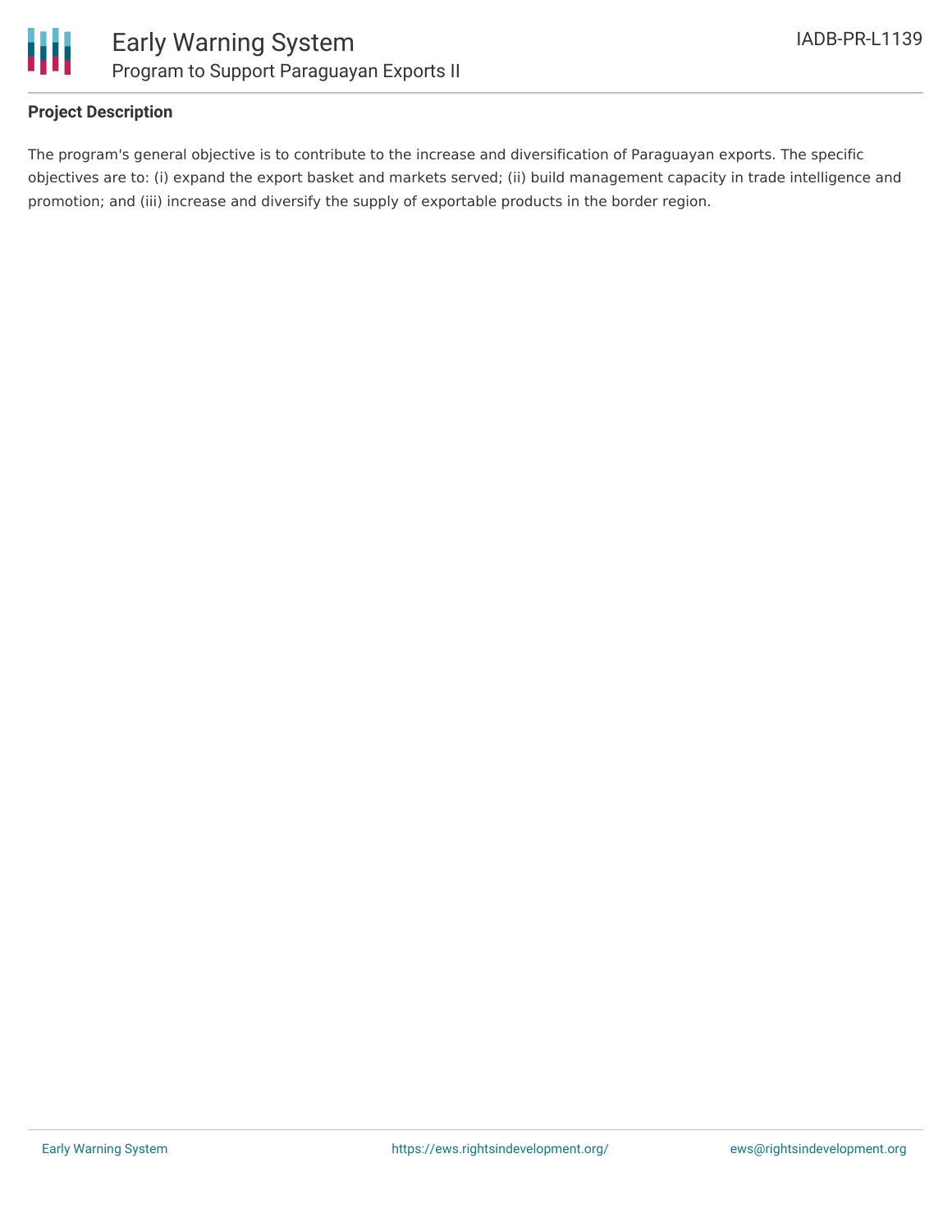## Project Description

The program's general objective is to contribute to the increase and diversification of Paraguayan exports. The specific objectives are to: (i) expand the export basket and markets served; (ii) build management capacity in trade intelligence and promotion; and (iii) increase and diversify the supply of exportable products in the border region.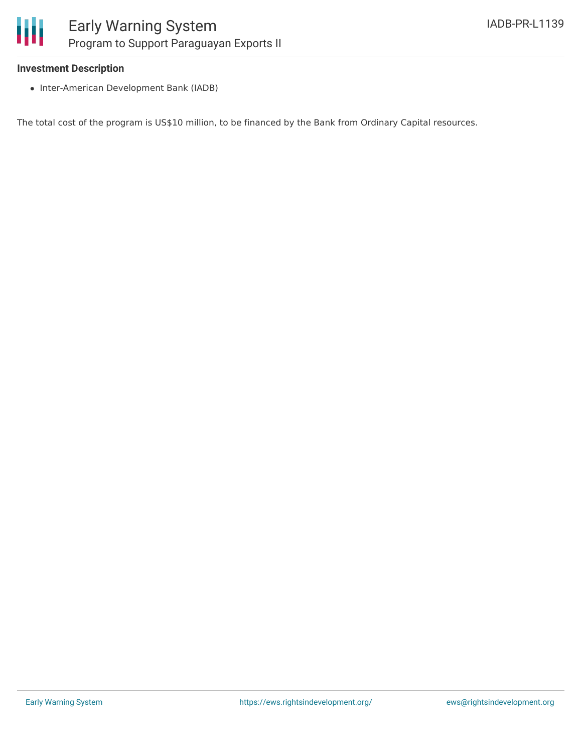**Investment Description**

- Inter-American Development Bank (IADB)

The total cost of the program is US$10 million, to be financed by the Bank from Ordinary Capital resources.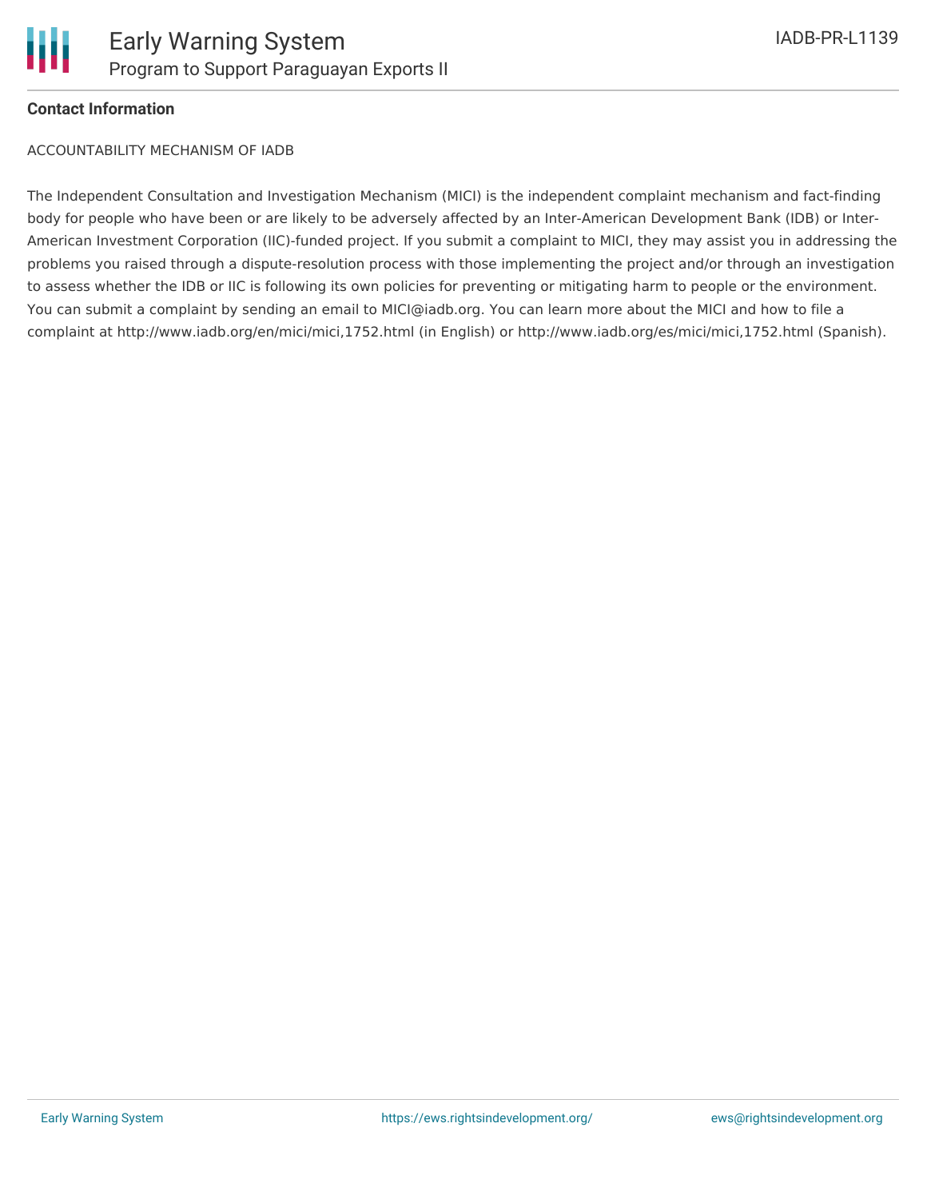**Contact Information**

ACCOUNTABILITY MECHANISM OF IADB

The Independent Consultation and Investigation Mechanism (MICI) is the independent complaint mechanism and fact-finding body for people who have been or are likely to be adversely affected by an Inter-American Development Bank (IDB) or Inter-American Investment Corporation (IIC)-funded project. If you submit a complaint to MICI, they may assist you in addressing the problems you raised through a dispute-resolution process with those implementing the project and/or through an investigation to assess whether the IDB or IIC is following its own policies for preventing or mitigating harm to people or the environment. You can submit a complaint by sending an email to MICI@iadb.org. You can learn more about the MICI and how to file a complaint at http://www.iadb.org/en/mici/mici,1752.html (in English) or http://www.iadb.org/es/mici/mici,1752.html (Spanish).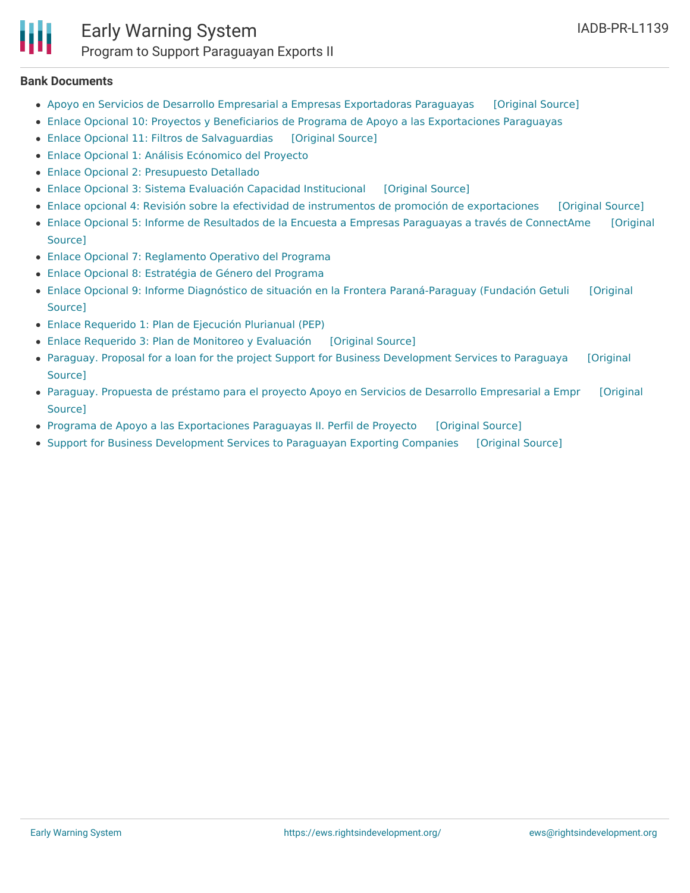**Bank Documents**

- Apoyo en Servicios de Desarrollo Empresarial a Empresas Exportadoras Paraguayas [Original Source]
- Enlace Opcional 10: Proyectos y Beneficiarios de Programa de Apoyo a las Exportaciones Paraguayas
- Enlace Opcional 11: Filtros de Salvaguardias [Original Source]
- Enlace Opcional 1: Análisis Ecónomico del Proyecto
- Enlace Opcional 2: Presupuesto Detallado
- Enlace Opcional 3: Sistema Evaluación Capacidad Institucional [Original Source]
- Enlace opcional 4: Revisión sobre la efectividad de instrumentos de promoción de exportaciones [Original Source]
- Enlace Opcional 5: Informe de Resultados de la Encuesta a Empresas Paraguayas a través de ConnectAme [Original Source]
- Enlace Opcional 7: Reglamento Operativo del Programa
- Enlace Opcional 8: Estratégia de Género del Programa
- Enlace Opcional 9: Informe Diagnóstico de situación en la Frontera Paraná-Paraguay (Fundación Getuli [Original Source]
- Enlace Requerido 1: Plan de Ejecución Plurianual (PEP)
- Enlace Requerido 3: Plan de Monitoreo y Evaluación [Original Source]
- Paraguay. Proposal for a loan for the project Support for Business Development Services to Paraguaya [Original Source]
- Paraguay. Propuesta de préstamo para el proyecto Apoyo en Servicios de Desarrollo Empresarial a Empr [Original Source]
- Programa de Apoyo a las Exportaciones Paraguayas II. Perfil de Proyecto [Original Source]
- Support for Business Development Services to Paraguayan Exporting Companies [Original Source]